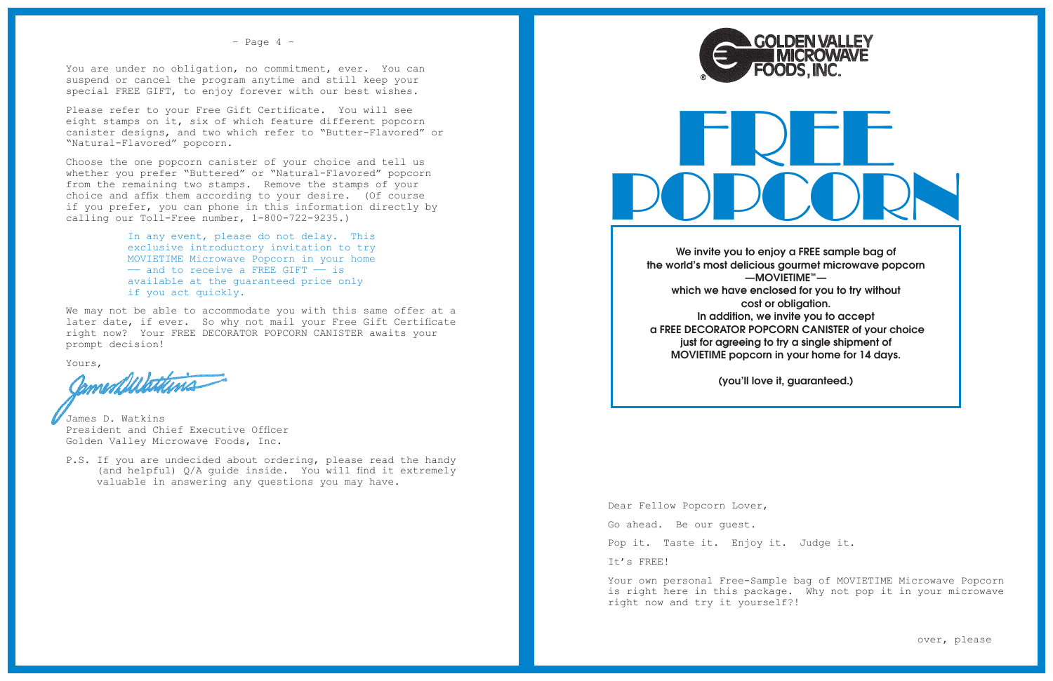You are under no obligation, no commitment, ever. You can suspend or cancel the program anytime and still keep your special FREE GIFT, to enjoy forever with our best wishes.

Please refer to your Free Gift Certificate. You will see eight stamps on it, six of which feature different popcorn canister designs, and two which refer to "Butter-Flavored" or "Natural-Flavored" popcorn.

Choose the one popcorn canister of your choice and tell us whether you prefer "Buttered" or "Natural-Flavored" popcorn from the remaining two stamps. Remove the stamps of your choice and affix them according to your desire. (Of course if you prefer, you can phone in this information directly by calling our Toll-Free number, 1-800-722-9235.)

> In any event, please do not delay. This exclusive introductory invitation to try MOVIETIME Microwave Popcorn in your home — and to receive a FREE GIFT — is available at the guaranteed price only if you act quickly.

We may not be able to accommodate you with this same offer at a later date, if ever. So why not mail your Free Gift Certificate right now? Your FREE DECORATOR POPCORN CANISTER awaits your prompt decision!

Yours,

James D. Watkins
President and Chief Executive Officer
Golden Valley Microwave Foods, Inc.

P.S. If you are undecided about ordering, please read the handy (and helpful) Q/A guide inside. You will find it extremely valuable in answering any questions you may have.

GOLDEN VALLEY MICROWAVE FOODS, INC.®

# FREE POPCORN

**We invite you to enjoy a FREE sample bag of the world's most delicious gourmet microwave popcorn —MOVIETIME™— which we have enclosed for you to try without cost or obligation. In addition, we invite you to accept a FREE DECORATOR POPCORN CANISTER of your choice just for agreeing to try a single shipment of MOVIETIME popcorn in your home for 14 days.**

**(you'll love it, guaranteed.)**

Dear Fellow Popcorn Lover,

Go ahead. Be our guest.

Pop it. Taste it. Enjoy it. Judge it.

It's FREE!

Your own personal Free-Sample bag of MOVIETIME Microwave Popcorn is right here in this package. Why not pop it in your microwave right now and try it yourself?!

over, please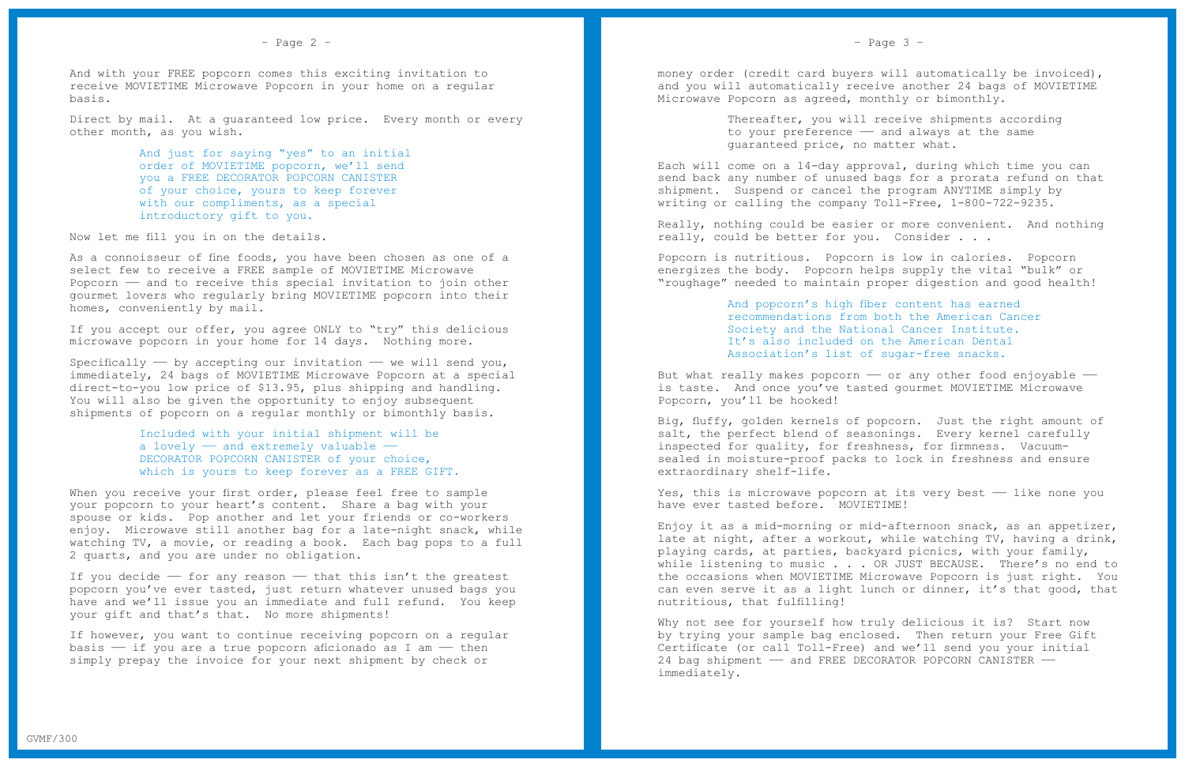And with your FREE popcorn comes this exciting invitation to receive MOVIETIME Microwave Popcorn in your home on a regular basis.

Direct by mail. At a guaranteed low price. Every month or every other month, as you wish.

> And just for saying "yes" to an initial order of MOVIETIME popcorn, we'll send you a FREE DECORATOR POPCORN CANISTER of your choice, yours to keep forever with our compliments, as a special introductory gift to you.

Now let me fill you in on the details.

As a connoisseur of fine foods, you have been chosen as one of a select few to receive a FREE sample of MOVIETIME Microwave Popcorn — and to receive this special invitation to join other gourmet lovers who regularly bring MOVIETIME popcorn into their homes, conveniently by mail.

If you accept our offer, you agree ONLY to "try" this delicious microwave popcorn in your home for 14 days. Nothing more.

Specifically — by accepting our invitation — we will send you, immediately, 24 bags of MOVIETIME Microwave Popcorn at a special direct-to-you low price of $13.95, plus shipping and handling. You will also be given the opportunity to enjoy subsequent shipments of popcorn on a regular monthly or bimonthly basis.

> Included with your initial shipment will be a lovely — and extremely valuable — DECORATOR POPCORN CANISTER of your choice, which is yours to keep forever as a FREE GIFT.

When you receive your first order, please feel free to sample your popcorn to your heart's content. Share a bag with your spouse or kids. Pop another and let your friends or co-workers enjoy. Microwave still another bag for a late-night snack, while watching TV, a movie, or reading a book. Each bag pops to a full 2 quarts, and you are under no obligation.

If you decide — for any reason — that this isn't the greatest popcorn you've ever tasted, just return whatever unused bags you have and we'll issue you an immediate and full refund. You keep your gift and that's that. No more shipments!

If however, you want to continue receiving popcorn on a regular basis — if you are a true popcorn aficionado as I am — then simply prepay the invoice for your next shipment by check or money order (credit card buyers will automatically be invoiced), and you will automatically receive another 24 bags of MOVIETIME Microwave Popcorn as agreed, monthly or bimonthly.

> Thereafter, you will receive shipments according to your preference — and always at the same guaranteed price, no matter what.

Each will come on a 14-day approval, during which time you can send back any number of unused bags for a prorata refund on that shipment. Suspend or cancel the program ANYTIME simply by writing or calling the company Toll-Free, 1-800-722-9235.

Really, nothing could be easier or more convenient. And nothing really, could be better for you. Consider . . .

Popcorn is nutritious. Popcorn is low in calories. Popcorn energizes the body. Popcorn helps supply the vital "bulk" or "roughage" needed to maintain proper digestion and good health!

> And popcorn's high fiber content has earned recommendations from both the American Cancer Society and the National Cancer Institute. It's also included on the American Dental Association's list of sugar-free snacks.

But what really makes popcorn — or any other food enjoyable — is taste. And once you've tasted gourmet MOVIETIME Microwave Popcorn, you'll be hooked!

Big, fluffy, golden kernels of popcorn. Just the right amount of salt, the perfect blend of seasonings. Every kernel carefully inspected for quality, for freshness, for firmness. Vacuum-sealed in moisture-proof packs to lock in freshness and ensure extraordinary shelf-life.

Yes, this is microwave popcorn at its very best — like none you have ever tasted before. MOVIETIME!

Enjoy it as a mid-morning or mid-afternoon snack, as an appetizer, late at night, after a workout, while watching TV, having a drink, playing cards, at parties, backyard picnics, with your family, while listening to music . . . OR JUST BECAUSE. There's no end to the occasions when MOVIETIME Microwave Popcorn is just right. You can even serve it as a light lunch or dinner, it's that good, that nutritious, that fulfilling!

Why not see for yourself how truly delicious it is? Start now by trying your sample bag enclosed. Then return your Free Gift Certificate (or call Toll-Free) and we'll send you your initial 24 bag shipment — and FREE DECORATOR POPCORN CANISTER — immediately.

GVMF/300